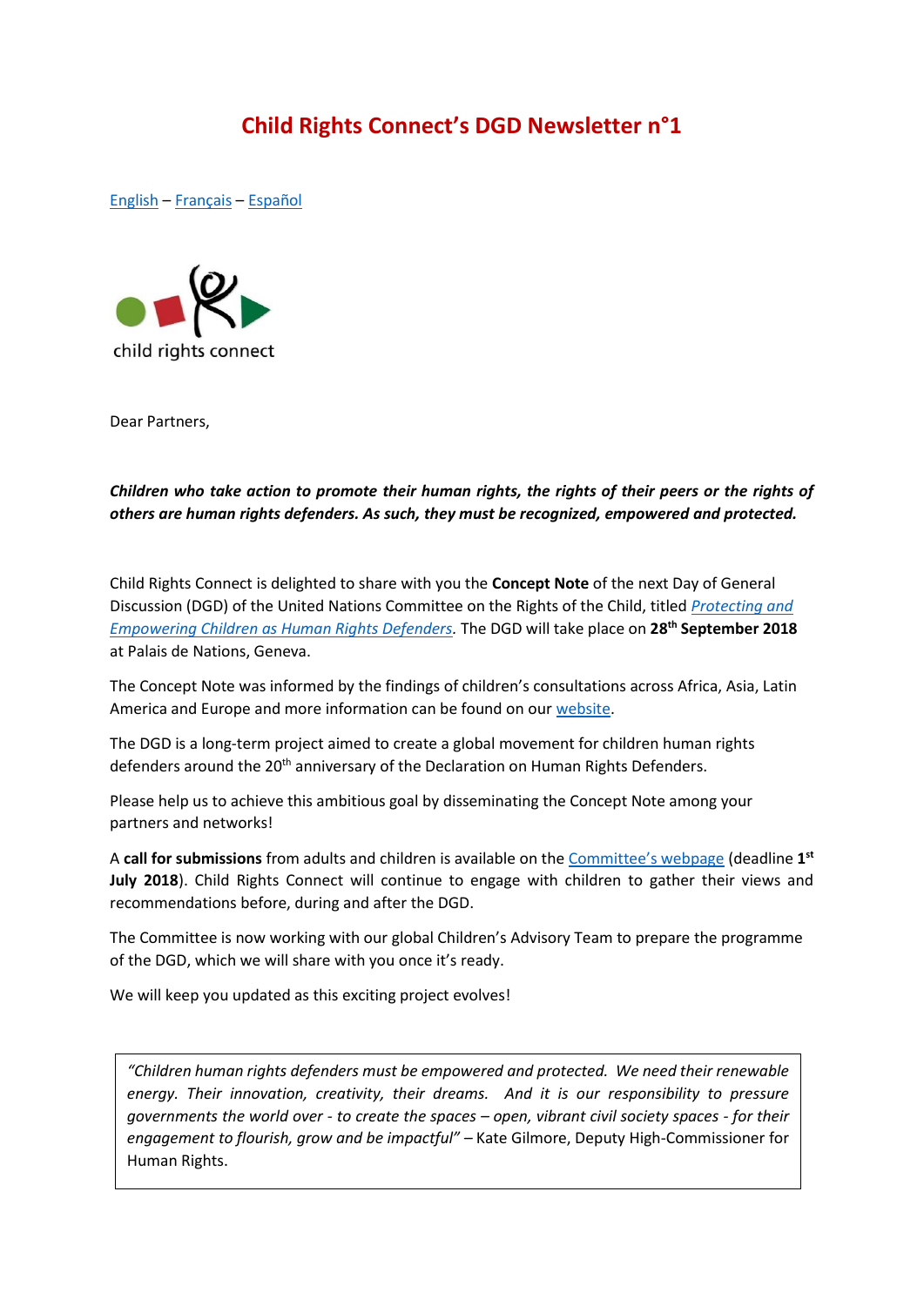# Child Rights Connect's DGD Newsletter n°1

English – Français – Español

child rights connect

Dear Partners,

***Children who take action to promote their human rights, the rights of their peers or the rights of others are human rights defenders. As such, they must be recognized, empowered and protected.***

Child Rights Connect is delighted to share with you the **Concept Note** of the next Day of General Discussion (DGD) of the United Nations Committee on the Rights of the Child, titled *Protecting and Empowering Children as Human Rights Defenders.* The DGD will take place on **28th September 2018** at Palais de Nations, Geneva.

The Concept Note was informed by the findings of children's consultations across Africa, Asia, Latin America and Europe and more information can be found on our website.

The DGD is a long-term project aimed to create a global movement for children human rights defenders around the 20th anniversary of the Declaration on Human Rights Defenders.

Please help us to achieve this ambitious goal by disseminating the Concept Note among your partners and networks!

A **call for submissions** from adults and children is available on the Committee's webpage (deadline **1st July 2018**). Child Rights Connect will continue to engage with children to gather their views and recommendations before, during and after the DGD.

The Committee is now working with our global Children's Advisory Team to prepare the programme of the DGD, which we will share with you once it's ready.

We will keep you updated as this exciting project evolves!

> *"Children human rights defenders must be empowered and protected. We need their renewable energy. Their innovation, creativity, their dreams. And it is our responsibility to pressure governments the world over - to create the spaces – open, vibrant civil society spaces - for their engagement to flourish, grow and be impactful"* – Kate Gilmore, Deputy High-Commissioner for Human Rights.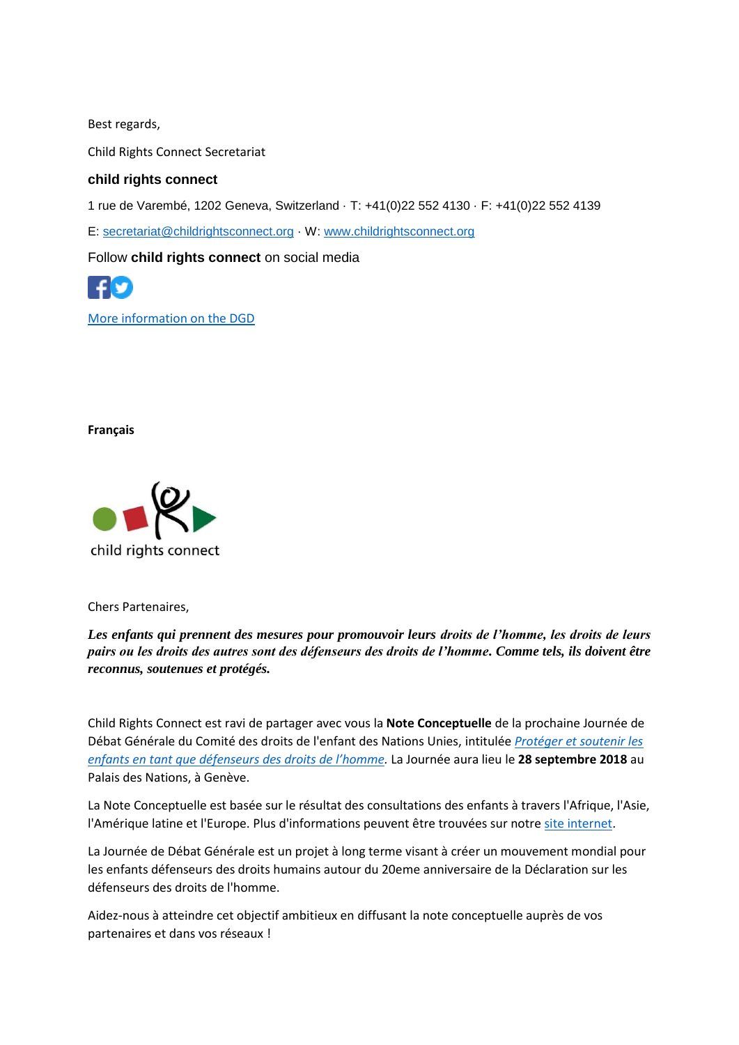Best regards,

Child Rights Connect Secretariat

**child rights connect**

1 rue de Varembé, 1202 Geneva, Switzerland · T: +41(0)22 552 4130 · F: +41(0)22 552 4139

E: [secretariat@childrightsconnect.org](mailto:secretariat@childrightsconnect.org) · W: [www.childrightsconnect.org](http://www.childrightsconnect.org)

Follow **child rights connect** on social media

[More information on the DGD]()

**Français**

child rights connect

Chers Partenaires,

***Les enfants qui prennent des mesures pour promouvoir leurs droits de l'homme, les droits de leurs pairs ou les droits des autres sont des défenseurs des droits de l'homme. Comme tels, ils doivent être reconnus, soutenues et protégés.***

Child Rights Connect est ravi de partager avec vous la **Note Conceptuelle** de la prochaine Journée de Débat Générale du Comité des droits de l'enfant des Nations Unies, intitulée [*Protéger et soutenir les enfants en tant que défenseurs des droits de l'homme*](). La Journée aura lieu le **28 septembre 2018** au Palais des Nations, à Genève.

La Note Conceptuelle est basée sur le résultat des consultations des enfants à travers l'Afrique, l'Asie, l'Amérique latine et l'Europe. Plus d'informations peuvent être trouvées sur notre [site internet]().

La Journée de Débat Générale est un projet à long terme visant à créer un mouvement mondial pour les enfants défenseurs des droits humains autour du 20eme anniversaire de la Déclaration sur les défenseurs des droits de l'homme.

Aidez-nous à atteindre cet objectif ambitieux en diffusant la note conceptuelle auprès de vos partenaires et dans vos réseaux !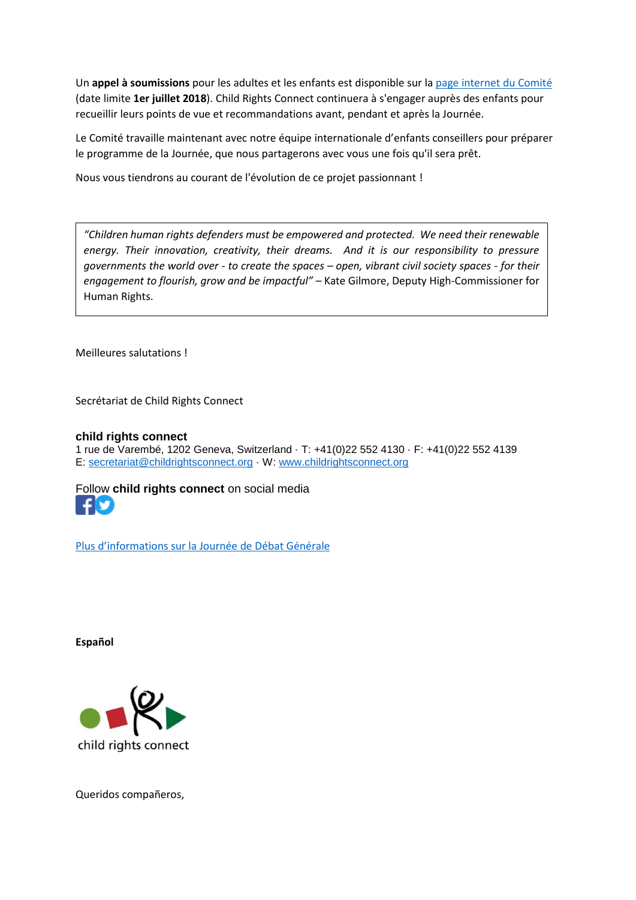Un **appel à soumissions** pour les adultes et les enfants est disponible sur la [page internet du Comité](#) (date limite **1er juillet 2018**). Child Rights Connect continuera à s'engager auprès des enfants pour recueillir leurs points de vue et recommandations avant, pendant et après la Journée.

Le Comité travaille maintenant avec notre équipe internationale d'enfants conseillers pour préparer le programme de la Journée, que nous partagerons avec vous une fois qu'il sera prêt.

Nous vous tiendrons au courant de l'évolution de ce projet passionnant !

> *"Children human rights defenders must be empowered and protected. We need their renewable energy. Their innovation, creativity, their dreams. And it is our responsibility to pressure governments the world over - to create the spaces – open, vibrant civil society spaces - for their engagement to flourish, grow and be impactful"* – Kate Gilmore, Deputy High-Commissioner for Human Rights.

Meilleures salutations !

Secrétariat de Child Rights Connect

**child rights connect**
1 rue de Varembé, 1202 Geneva, Switzerland · T: +41(0)22 552 4130 · F: +41(0)22 552 4139
E: [secretariat@childrightsconnect.org](mailto:secretariat@childrightsconnect.org) · W: [www.childrightsconnect.org](http://www.childrightsconnect.org)

Follow **child rights connect** on social media

[Plus d'informations sur la Journée de Débat Générale](#)

**Español**

child rights connect

Queridos compañeros,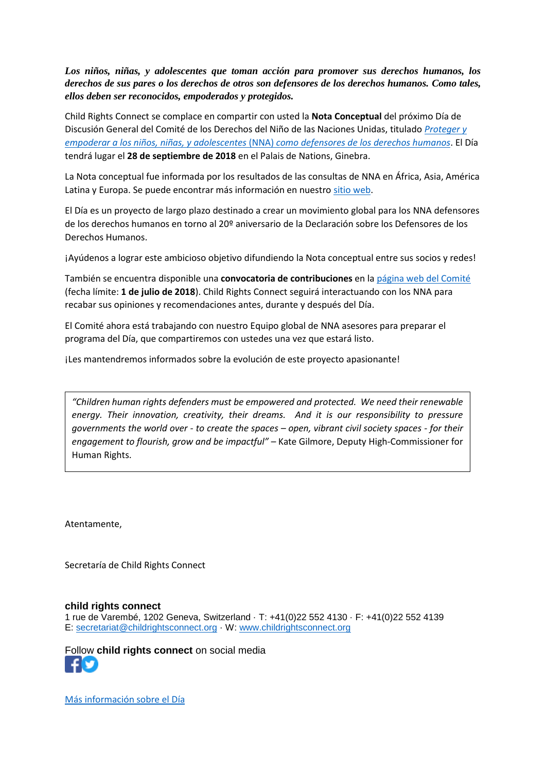***Los niños, niñas, y adolescentes que toman acción para promover sus derechos humanos, los derechos de sus pares o los derechos de otros son defensores de los derechos humanos. Como tales, ellos deben ser reconocidos, empoderados y protegidos.***

Child Rights Connect se complace en compartir con usted la **Nota Conceptual** del próximo Día de Discusión General del Comité de los Derechos del Niño de las Naciones Unidas, titulado *Proteger y empoderar a los niños, niñas, y adolescentes* (NNA) *como defensores de los derechos humanos*. El Día tendrá lugar el **28 de septiembre de 2018** en el Palais de Nations, Ginebra.

La Nota conceptual fue informada por los resultados de las consultas de NNA en África, Asia, América Latina y Europa. Se puede encontrar más información en nuestro sitio web.

El Día es un proyecto de largo plazo destinado a crear un movimiento global para los NNA defensores de los derechos humanos en torno al 20º aniversario de la Declaración sobre los Defensores de los Derechos Humanos.

¡Ayúdenos a lograr este ambicioso objetivo difundiendo la Nota conceptual entre sus socios y redes!

También se encuentra disponible una **convocatoria de contribuciones** en la página web del Comité (fecha límite: **1 de julio de 2018**). Child Rights Connect seguirá interactuando con los NNA para recabar sus opiniones y recomendaciones antes, durante y después del Día.

El Comité ahora está trabajando con nuestro Equipo global de NNA asesores para preparar el programa del Día, que compartiremos con ustedes una vez que estará listo.

¡Les mantendremos informados sobre la evolución de este proyecto apasionante!

> *"Children human rights defenders must be empowered and protected. We need their renewable energy. Their innovation, creativity, their dreams. And it is our responsibility to pressure governments the world over - to create the spaces – open, vibrant civil society spaces - for their engagement to flourish, grow and be impactful"* – Kate Gilmore, Deputy High-Commissioner for Human Rights.

Atentamente,

Secretaría de Child Rights Connect

**child rights connect**
1 rue de Varembé, 1202 Geneva, Switzerland · T: +41(0)22 552 4130 · F: +41(0)22 552 4139
E: secretariat@childrightsconnect.org · W: www.childrightsconnect.org

Follow **child rights connect** on social media

Más información sobre el Día